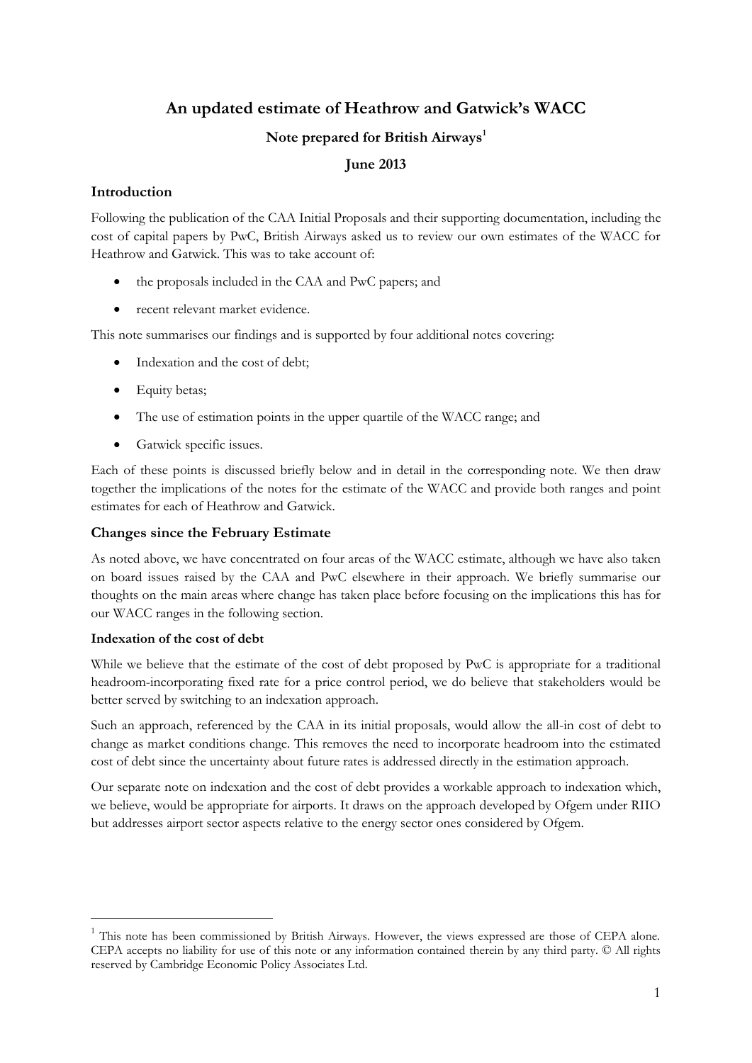# An updated estimate of Heathrow and Gatwick's WACC

**Note prepared for British Airways[1]**

**June 2013**

## Introduction

Following the publication of the CAA Initial Proposals and their supporting documentation, including the cost of capital papers by PwC, British Airways asked us to review our own estimates of the WACC for Heathrow and Gatwick. This was to take account of:

- the proposals included in the CAA and PwC papers; and
- recent relevant market evidence.

This note summarises our findings and is supported by four additional notes covering:

- Indexation and the cost of debt;
- Equity betas;
- The use of estimation points in the upper quartile of the WACC range; and
- Gatwick specific issues.

Each of these points is discussed briefly below and in detail in the corresponding note. We then draw together the implications of the notes for the estimate of the WACC and provide both ranges and point estimates for each of Heathrow and Gatwick.

## Changes since the February Estimate

As noted above, we have concentrated on four areas of the WACC estimate, although we have also taken on board issues raised by the CAA and PwC elsewhere in their approach. We briefly summarise our thoughts on the main areas where change has taken place before focusing on the implications this has for our WACC ranges in the following section.

### Indexation of the cost of debt

While we believe that the estimate of the cost of debt proposed by PwC is appropriate for a traditional headroom-incorporating fixed rate for a price control period, we do believe that stakeholders would be better served by switching to an indexation approach.

Such an approach, referenced by the CAA in its initial proposals, would allow the all-in cost of debt to change as market conditions change. This removes the need to incorporate headroom into the estimated cost of debt since the uncertainty about future rates is addressed directly in the estimation approach.

Our separate note on indexation and the cost of debt provides a workable approach to indexation which, we believe, would be appropriate for airports. It draws on the approach developed by Ofgem under RIIO but addresses airport sector aspects relative to the energy sector ones considered by Ofgem.

---

[1] This note has been commissioned by British Airways. However, the views expressed are those of CEPA alone. CEPA accepts no liability for use of this note or any information contained therein by any third party. © All rights reserved by Cambridge Economic Policy Associates Ltd.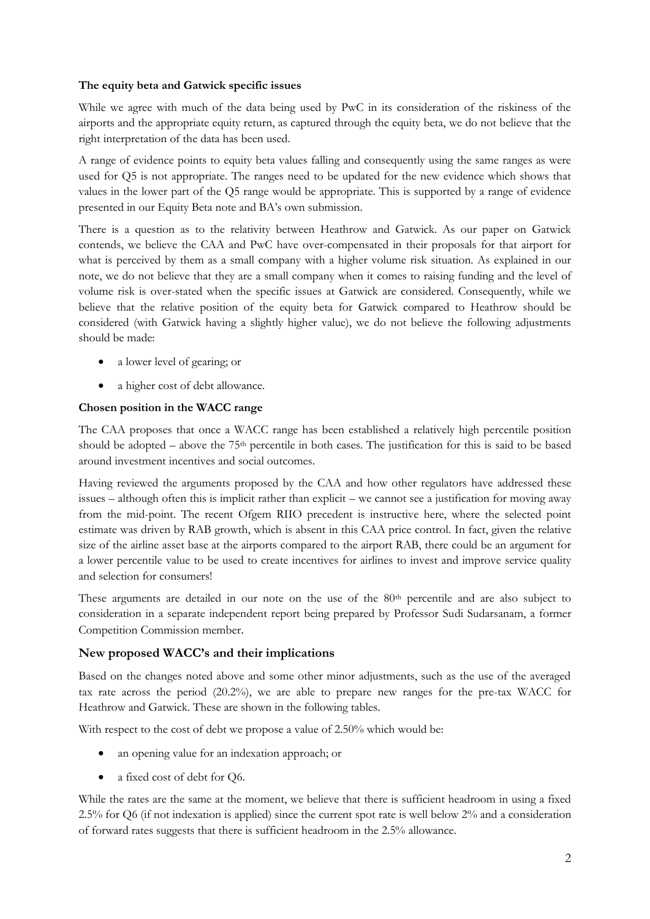**The equity beta and Gatwick specific issues**

While we agree with much of the data being used by PwC in its consideration of the riskiness of the airports and the appropriate equity return, as captured through the equity beta, we do not believe that the right interpretation of the data has been used.

A range of evidence points to equity beta values falling and consequently using the same ranges as were used for Q5 is not appropriate. The ranges need to be updated for the new evidence which shows that values in the lower part of the Q5 range would be appropriate. This is supported by a range of evidence presented in our Equity Beta note and BA's own submission.

There is a question as to the relativity between Heathrow and Gatwick. As our paper on Gatwick contends, we believe the CAA and PwC have over-compensated in their proposals for that airport for what is perceived by them as a small company with a higher volume risk situation. As explained in our note, we do not believe that they are a small company when it comes to raising funding and the level of volume risk is over-stated when the specific issues at Gatwick are considered. Consequently, while we believe that the relative position of the equity beta for Gatwick compared to Heathrow should be considered (with Gatwick having a slightly higher value), we do not believe the following adjustments should be made:

- a lower level of gearing; or
- a higher cost of debt allowance.

**Chosen position in the WACC range**

The CAA proposes that once a WACC range has been established a relatively high percentile position should be adopted – above the 75th percentile in both cases. The justification for this is said to be based around investment incentives and social outcomes.

Having reviewed the arguments proposed by the CAA and how other regulators have addressed these issues – although often this is implicit rather than explicit – we cannot see a justification for moving away from the mid-point. The recent Ofgem RIIO precedent is instructive here, where the selected point estimate was driven by RAB growth, which is absent in this CAA price control. In fact, given the relative size of the airline asset base at the airports compared to the airport RAB, there could be an argument for a lower percentile value to be used to create incentives for airlines to invest and improve service quality and selection for consumers!

These arguments are detailed in our note on the use of the 80th percentile and are also subject to consideration in a separate independent report being prepared by Professor Sudi Sudarsanam, a former Competition Commission member.

## New proposed WACC's and their implications

Based on the changes noted above and some other minor adjustments, such as the use of the averaged tax rate across the period (20.2%), we are able to prepare new ranges for the pre-tax WACC for Heathrow and Gatwick. These are shown in the following tables.

With respect to the cost of debt we propose a value of 2.50% which would be:

- an opening value for an indexation approach; or
- a fixed cost of debt for Q6.

While the rates are the same at the moment, we believe that there is sufficient headroom in using a fixed 2.5% for Q6 (if not indexation is applied) since the current spot rate is well below 2% and a consideration of forward rates suggests that there is sufficient headroom in the 2.5% allowance.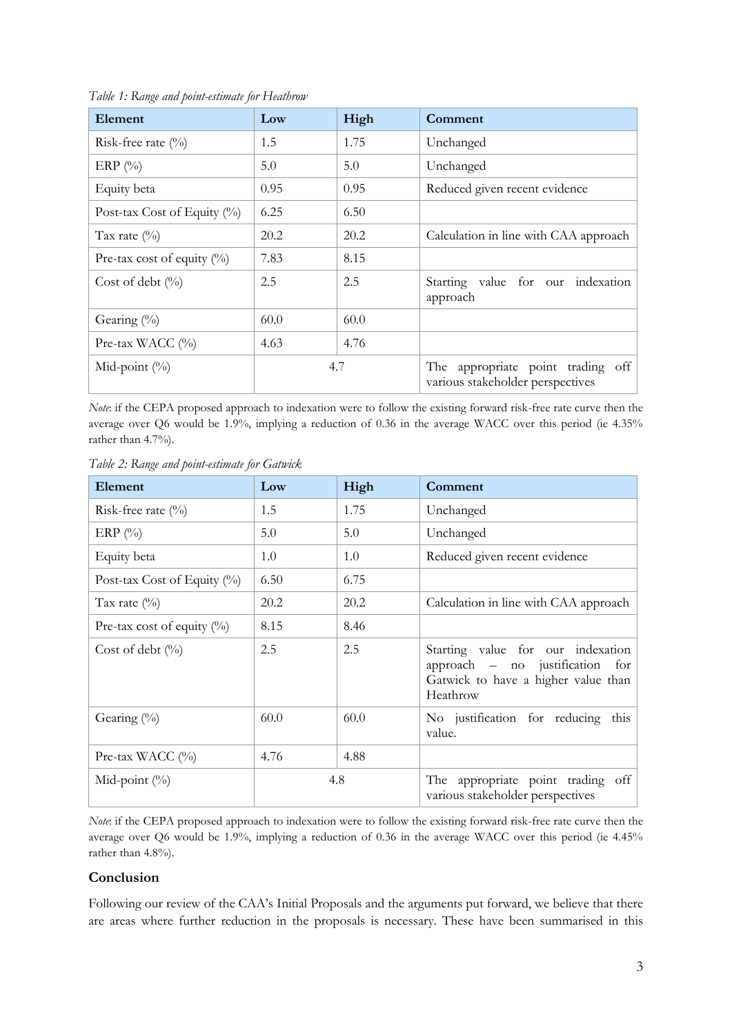*Table 1: Range and point-estimate for Heathrow*

| Element | Low | High | Comment |
|---|---|---|---|
| Risk-free rate (%) | 1.5 | 1.75 | Unchanged |
| ERP (%) | 5.0 | 5.0 | Unchanged |
| Equity beta | 0.95 | 0.95 | Reduced given recent evidence |
| Post-tax Cost of Equity (%) | 6.25 | 6.50 | |
| Tax rate (%) | 20.2 | 20.2 | Calculation in line with CAA approach |
| Pre-tax cost of equity (%) | 7.83 | 8.15 | |
| Cost of debt (%) | 2.5 | 2.5 | Starting value for our indexation approach |
| Gearing (%) | 60.0 | 60.0 | |
| Pre-tax WACC (%) | 4.63 | 4.76 | |
| Mid-point (%) | 4.7 | | The appropriate point trading off various stakeholder perspectives |

*Note*: if the CEPA proposed approach to indexation were to follow the existing forward risk-free rate curve then the average over Q6 would be 1.9%, implying a reduction of 0.36 in the average WACC over this period (ie 4.35% rather than 4.7%).

*Table 2: Range and point-estimate for Gatwick*

| Element | Low | High | Comment |
|---|---|---|---|
| Risk-free rate (%) | 1.5 | 1.75 | Unchanged |
| ERP (%) | 5.0 | 5.0 | Unchanged |
| Equity beta | 1.0 | 1.0 | Reduced given recent evidence |
| Post-tax Cost of Equity (%) | 6.50 | 6.75 | |
| Tax rate (%) | 20.2 | 20.2 | Calculation in line with CAA approach |
| Pre-tax cost of equity (%) | 8.15 | 8.46 | |
| Cost of debt (%) | 2.5 | 2.5 | Starting value for our indexation approach – no justification for Gatwick to have a higher value than Heathrow |
| Gearing (%) | 60.0 | 60.0 | No justification for reducing this value. |
| Pre-tax WACC (%) | 4.76 | 4.88 | |
| Mid-point (%) | 4.8 | | The appropriate point trading off various stakeholder perspectives |

*Note*: if the CEPA proposed approach to indexation were to follow the existing forward risk-free rate curve then the average over Q6 would be 1.9%, implying a reduction of 0.36 in the average WACC over this period (ie 4.45% rather than 4.8%).

### Conclusion

Following our review of the CAA's Initial Proposals and the arguments put forward, we believe that there are areas where further reduction in the proposals is necessary. These have been summarised in this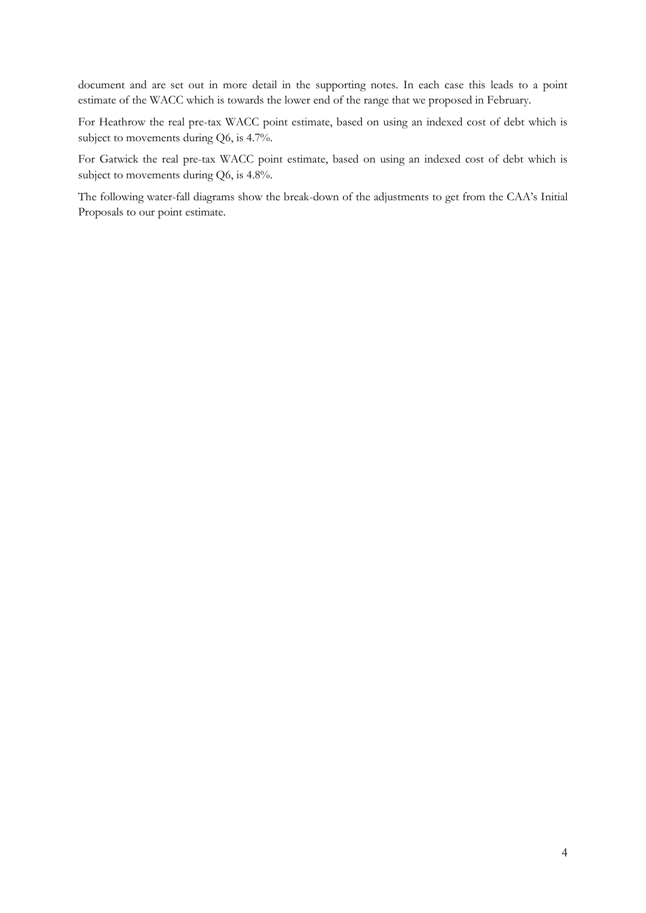document and are set out in more detail in the supporting notes. In each case this leads to a point estimate of the WACC which is towards the lower end of the range that we proposed in February.

For Heathrow the real pre-tax WACC point estimate, based on using an indexed cost of debt which is subject to movements during Q6, is 4.7%.

For Gatwick the real pre-tax WACC point estimate, based on using an indexed cost of debt which is subject to movements during Q6, is 4.8%.

The following water-fall diagrams show the break-down of the adjustments to get from the CAA's Initial Proposals to our point estimate.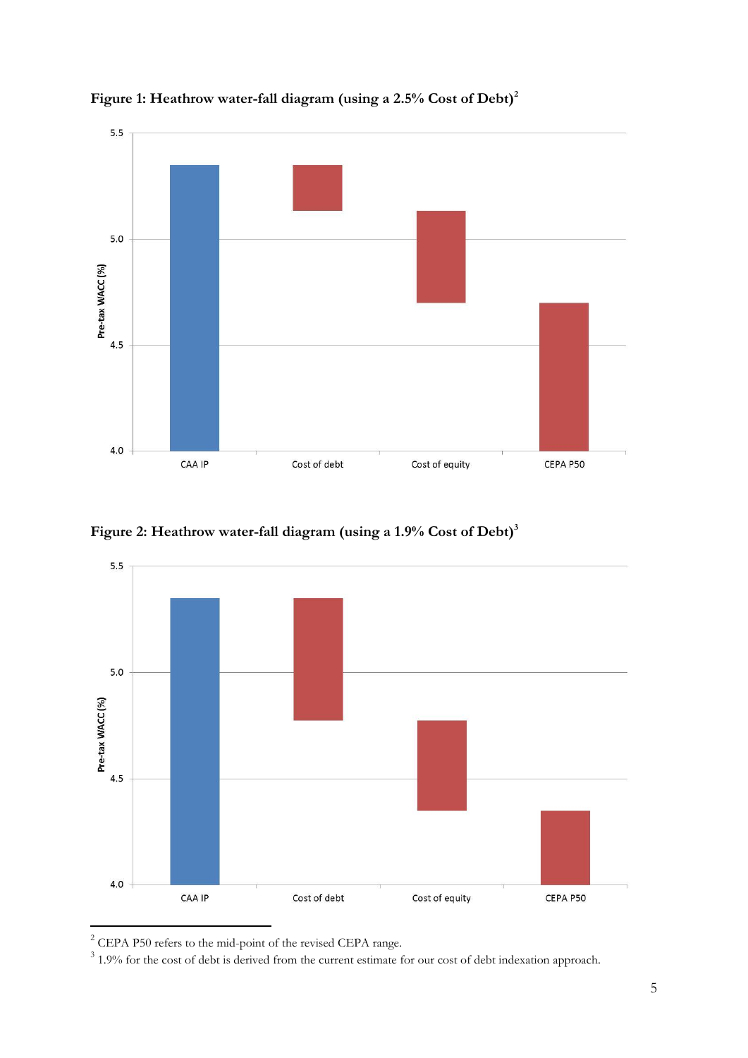**Figure 1: Heathrow water-fall diagram (using a 2.5% Cost of Debt)**[2]

**Figure 2: Heathrow water-fall diagram (using a 1.9% Cost of Debt)**[3]

[2] CEPA P50 refers to the mid-point of the revised CEPA range.

[3] 1.9% for the cost of debt is derived from the current estimate for our cost of debt indexation approach.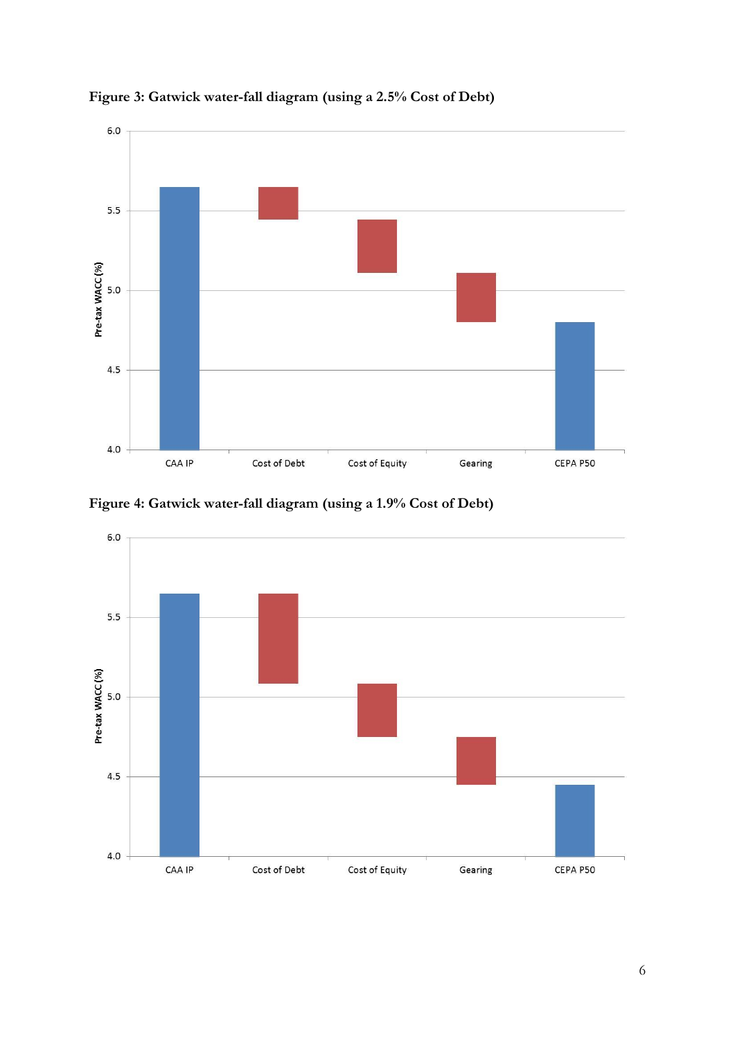**Figure 3: Gatwick water-fall diagram (using a 2.5% Cost of Debt)**

Pre-tax WACC (%)

6.0
5.5
5.0
4.5
4.0

CAA IP
Cost of Debt
Cost of Equity
Gearing
CEPA P50

**Figure 4: Gatwick water-fall diagram (using a 1.9% Cost of Debt)**

Pre-tax WACC (%)

6.0
5.5
5.0
4.5
4.0

CAA IP
Cost of Debt
Cost of Equity
Gearing
CEPA P50